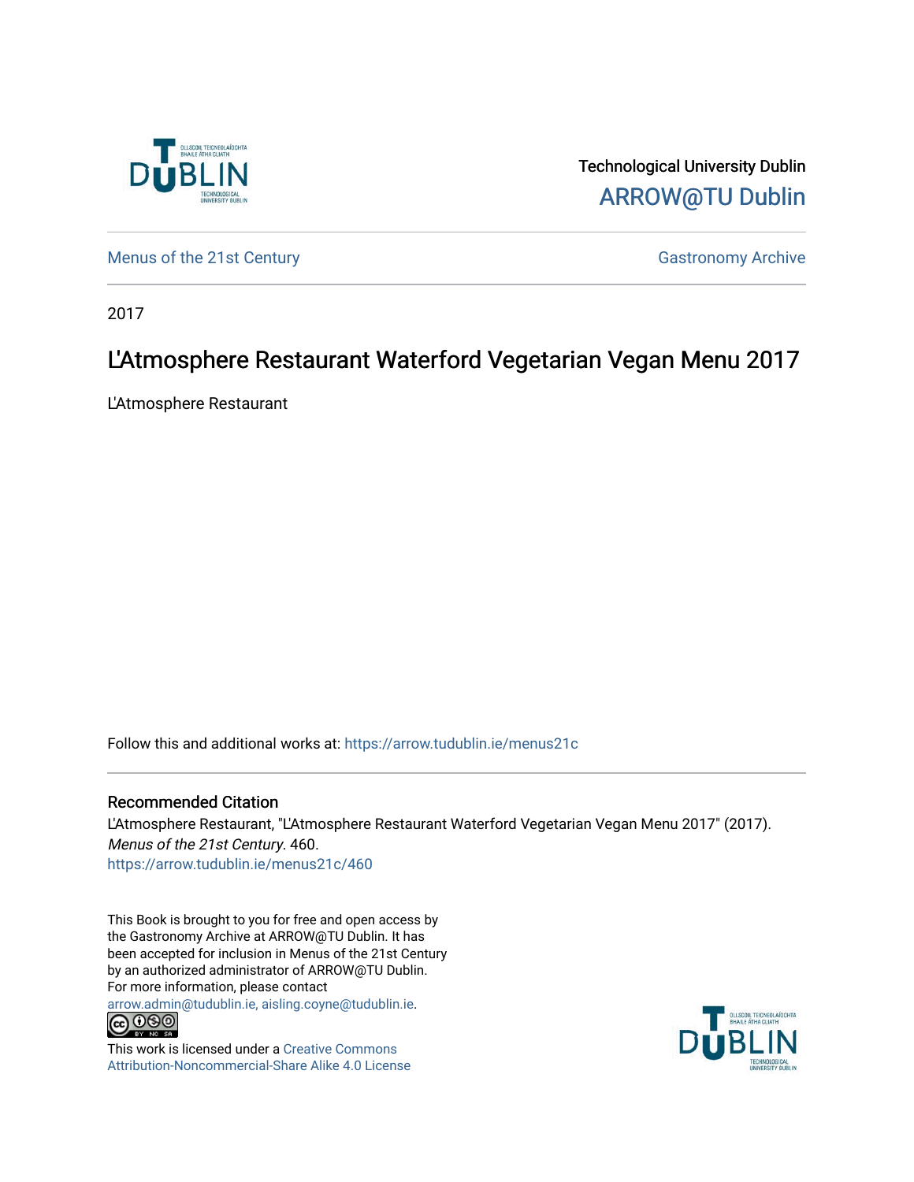Technological University Dublin

ARROW@TU Dublin

Menus of the 21st Century

Gastronomy Archive

2017

# L'Atmosphere Restaurant Waterford Vegetarian Vegan Menu 2017

L'Atmosphere Restaurant

Follow this and additional works at: https://arrow.tudublin.ie/menus21c

## Recommended Citation

L'Atmosphere Restaurant, "L'Atmosphere Restaurant Waterford Vegetarian Vegan Menu 2017" (2017). *Menus of the 21st Century*. 460.
https://arrow.tudublin.ie/menus21c/460

This Book is brought to you for free and open access by the Gastronomy Archive at ARROW@TU Dublin. It has been accepted for inclusion in Menus of the 21st Century by an authorized administrator of ARROW@TU Dublin. For more information, please contact arrow.admin@tudublin.ie, aisling.coyne@tudublin.ie.

This work is licensed under a Creative Commons Attribution-Noncommercial-Share Alike 4.0 License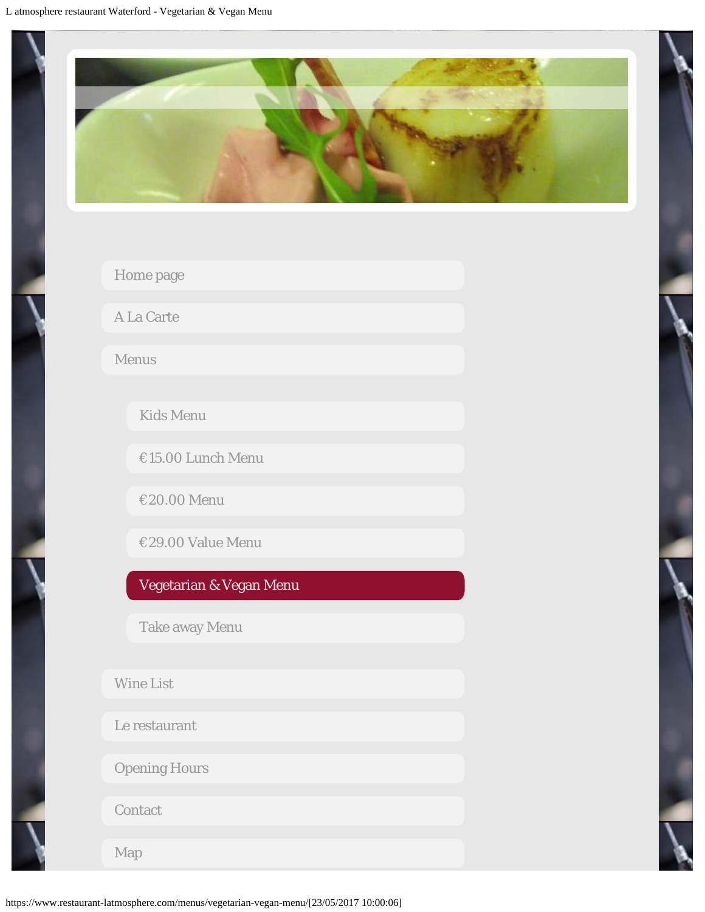- Home page
- A La Carte
- Menus
  - Kids Menu
  - €15.00 Lunch Menu
  - €20.00 Menu
  - €29.00 Value Menu
  - Vegetarian & Vegan Menu
  - Take away Menu
- Wine List
- Le restaurant
- Opening Hours
- Contact
- Map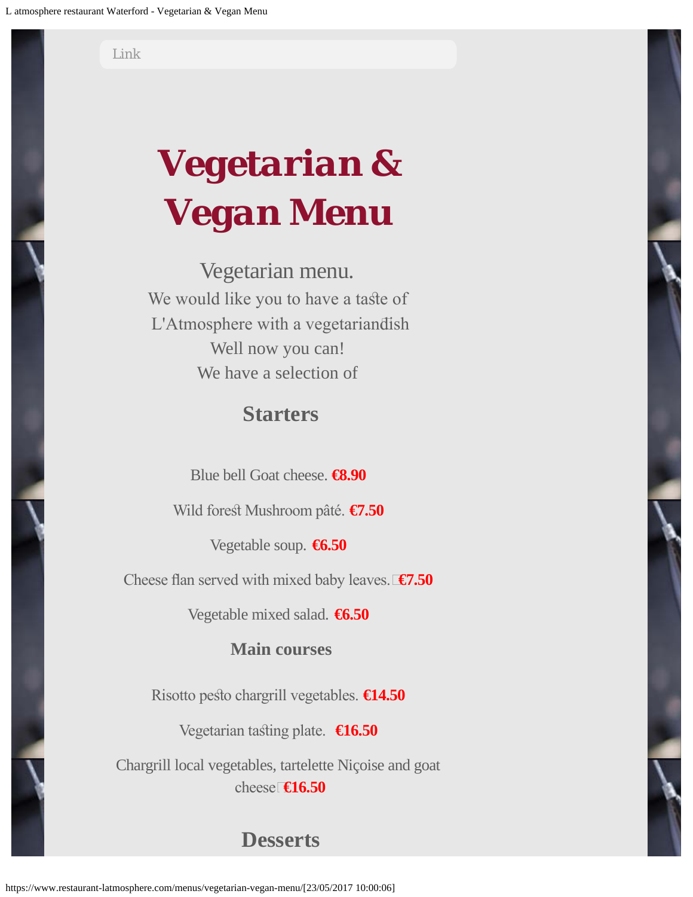Link

# Vegetarian & Vegan Menu

Vegetarian menu.
We would like you to have a taste of
L'Atmosphere with a vegetarian dish
Well now you can!
We have a selection of

## Starters

Blue bell Goat cheese. **€8.90**

Wild forest Mushroom pâté. **€7.50**

Vegetable soup. **€6.50**

Cheese flan served with mixed baby leaves. **€7.50**

Vegetable mixed salad. **€6.50**

### Main courses

Risotto pesto chargrill vegetables. **€14.50**

Vegetarian tasting plate. **€16.50**

Chargrill local vegetables, tartelette Niçoise and goat cheese **€16.50**

## Desserts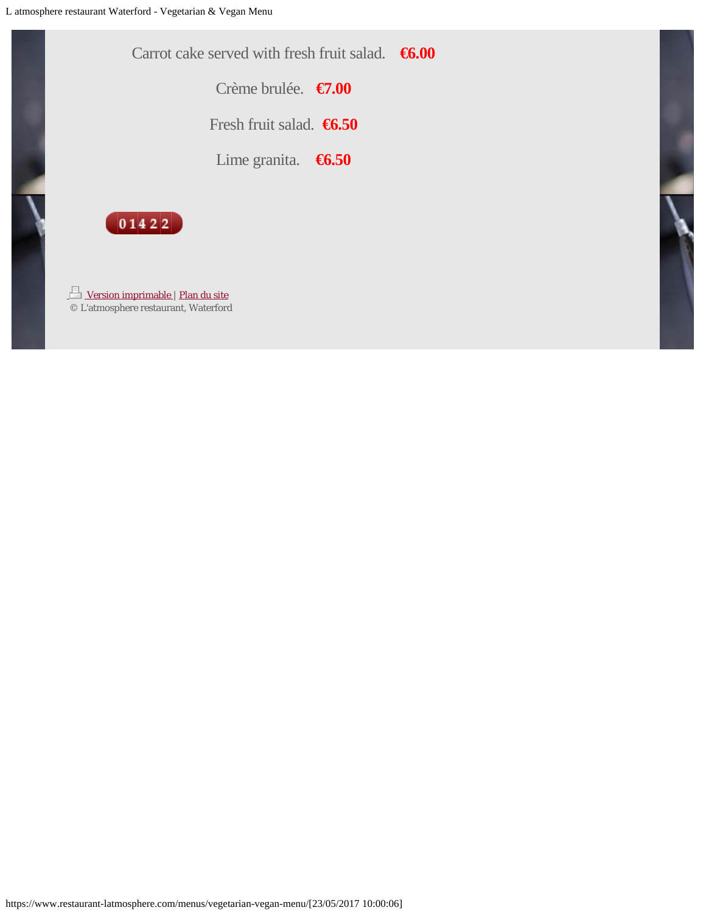Carrot cake served with fresh fruit salad. **€6.00**

Crème brulée. **€7.00**

Fresh fruit salad. **€6.50**

Lime granita. **€6.50**

01422

Version imprimable | Plan du site

© L'atmosphere restaurant, Waterford